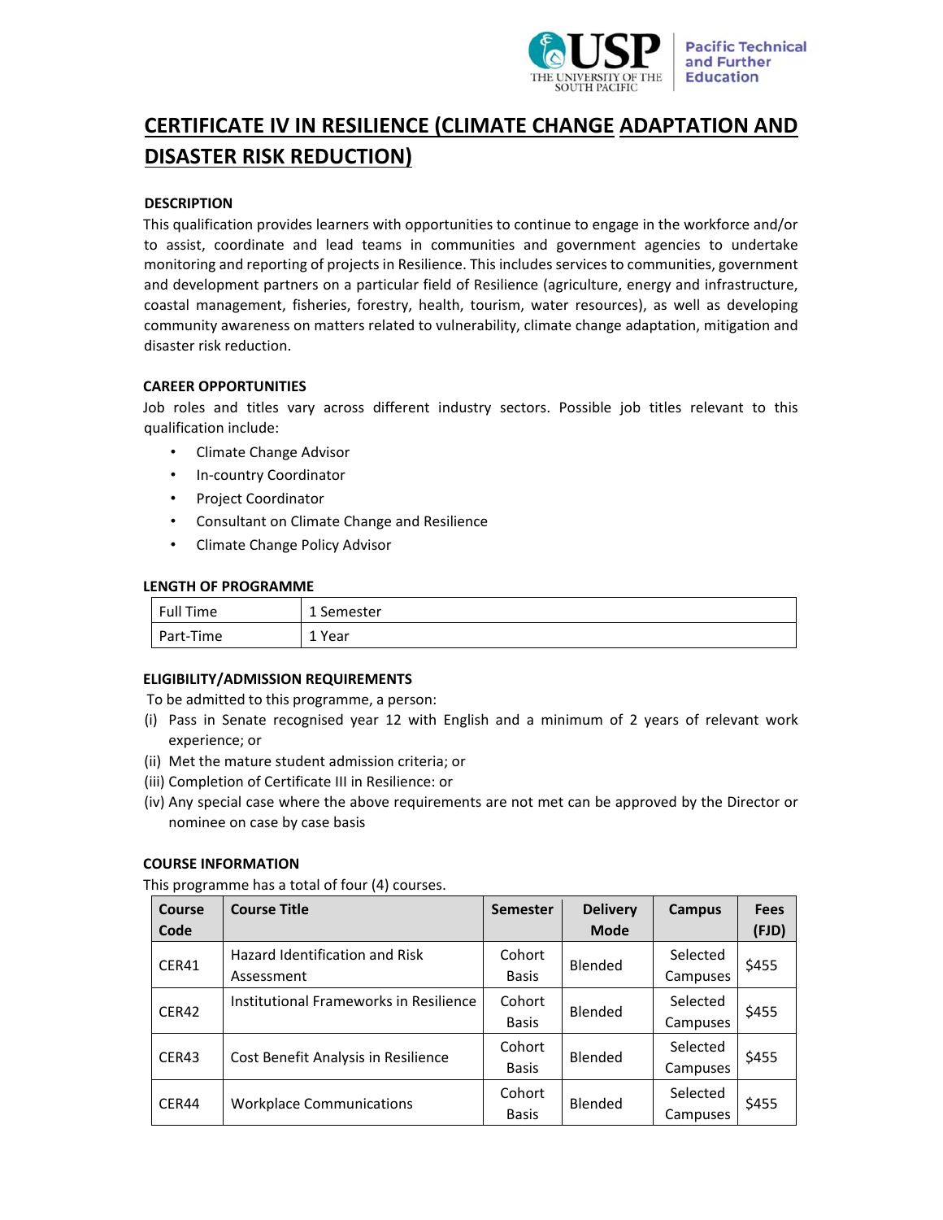# CERTIFICATE IV IN RESILIENCE (CLIMATE CHANGE ADAPTATION AND DISASTER RISK REDUCTION)

### DESCRIPTION

This qualification provides learners with opportunities to continue to engage in the workforce and/or to assist, coordinate and lead teams in communities and government agencies to undertake monitoring and reporting of projects in Resilience. This includes services to communities, government and development partners on a particular field of Resilience (agriculture, energy and infrastructure, coastal management, fisheries, forestry, health, tourism, water resources), as well as developing community awareness on matters related to vulnerability, climate change adaptation, mitigation and disaster risk reduction.

### CAREER OPPORTUNITIES

Job roles and titles vary across different industry sectors. Possible job titles relevant to this qualification include:

- Climate Change Advisor
- In-country Coordinator
- Project Coordinator
- Consultant on Climate Change and Resilience
- Climate Change Policy Advisor

### LENGTH OF PROGRAMME

| Full Time | 1 Semester |
|---|---|
| Part-Time | 1 Year |

### ELIGIBILITY/ADMISSION REQUIREMENTS

To be admitted to this programme, a person:

(i) Pass in Senate recognised year 12 with English and a minimum of 2 years of relevant work experience; or

(ii) Met the mature student admission criteria; or

(iii) Completion of Certificate III in Resilience: or

(iv) Any special case where the above requirements are not met can be approved by the Director or nominee on case by case basis

### COURSE INFORMATION

This programme has a total of four (4) courses.

| Course Code | Course Title | Semester | Delivery Mode | Campus | Fees (FJD) |
|---|---|---|---|---|---|
| CER41 | Hazard Identification and Risk Assessment | Cohort Basis | Blended | Selected Campuses | $455 |
| CER42 | Institutional Frameworks in Resilience | Cohort Basis | Blended | Selected Campuses | $455 |
| CER43 | Cost Benefit Analysis in Resilience | Cohort Basis | Blended | Selected Campuses | $455 |
| CER44 | Workplace Communications | Cohort Basis | Blended | Selected Campuses | $455 |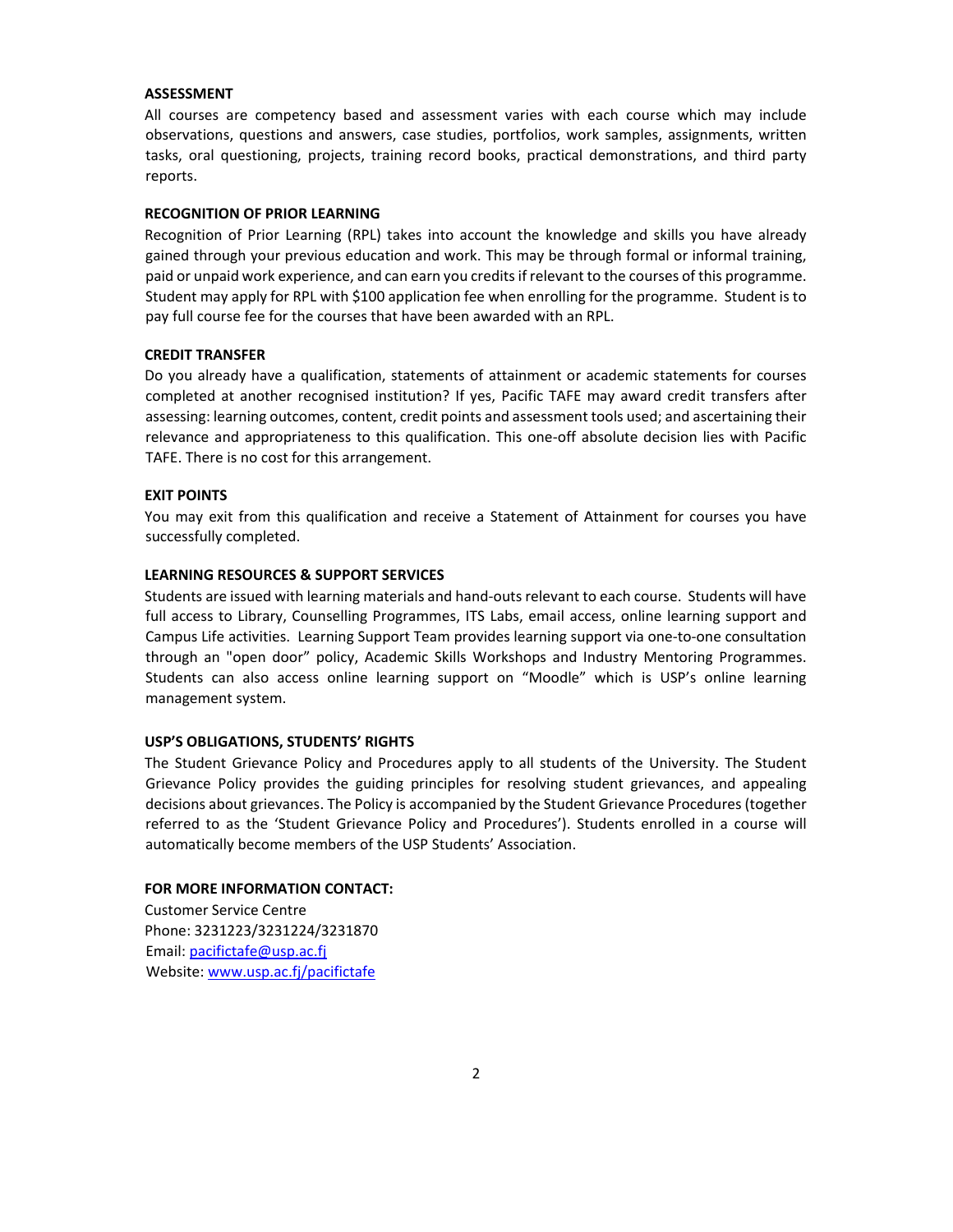**ASSESSMENT**

All courses are competency based and assessment varies with each course which may include observations, questions and answers, case studies, portfolios, work samples, assignments, written tasks, oral questioning, projects, training record books, practical demonstrations, and third party reports.

**RECOGNITION OF PRIOR LEARNING**

Recognition of Prior Learning (RPL) takes into account the knowledge and skills you have already gained through your previous education and work. This may be through formal or informal training, paid or unpaid work experience, and can earn you credits if relevant to the courses of this programme. Student may apply for RPL with $100 application fee when enrolling for the programme. Student is to pay full course fee for the courses that have been awarded with an RPL.

**CREDIT TRANSFER**

Do you already have a qualification, statements of attainment or academic statements for courses completed at another recognised institution? If yes, Pacific TAFE may award credit transfers after assessing: learning outcomes, content, credit points and assessment tools used; and ascertaining their relevance and appropriateness to this qualification. This one-off absolute decision lies with Pacific TAFE. There is no cost for this arrangement.

**EXIT POINTS**

You may exit from this qualification and receive a Statement of Attainment for courses you have successfully completed.

**LEARNING RESOURCES & SUPPORT SERVICES**

Students are issued with learning materials and hand-outs relevant to each course. Students will have full access to Library, Counselling Programmes, ITS Labs, email access, online learning support and Campus Life activities. Learning Support Team provides learning support via one-to-one consultation through an "open door" policy, Academic Skills Workshops and Industry Mentoring Programmes. Students can also access online learning support on "Moodle" which is USP's online learning management system.

**USP'S OBLIGATIONS, STUDENTS' RIGHTS**

The Student Grievance Policy and Procedures apply to all students of the University. The Student Grievance Policy provides the guiding principles for resolving student grievances, and appealing decisions about grievances. The Policy is accompanied by the Student Grievance Procedures (together referred to as the 'Student Grievance Policy and Procedures'). Students enrolled in a course will automatically become members of the USP Students' Association.

**FOR MORE INFORMATION CONTACT:**

Customer Service Centre
Phone: 3231223/3231224/3231870
Email: pacifictafe@usp.ac.fj
Website: www.usp.ac.fj/pacifictafe